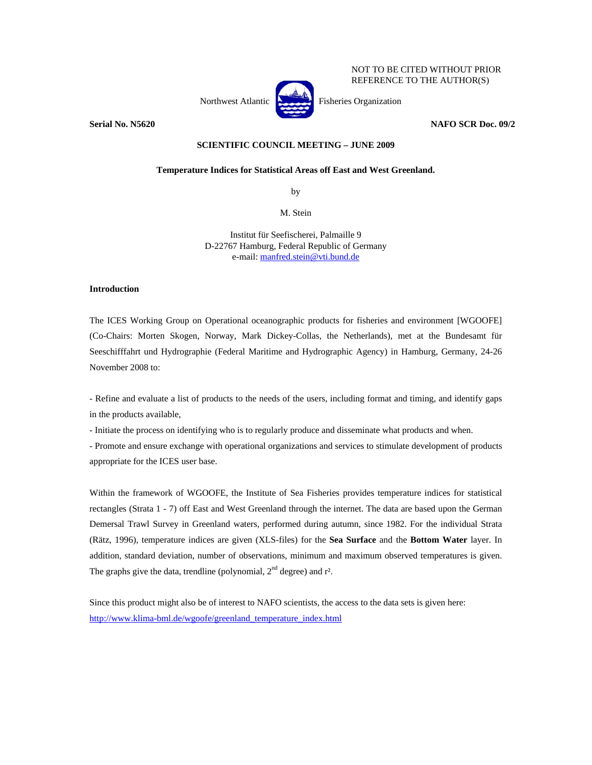NOT TO BE CITED WITHOUT PRIOR REFERENCE TO THE AUTHOR(S)

Northwest Atlantic Fisheries Organization

**Serial No. N5620** **NAFO SCR Doc. 09/2**

**SCIENTIFIC COUNCIL MEETING – JUNE 2009**

**Temperature Indices for Statistical Areas off East and West Greenland.**

by

M. Stein

Institut für Seefischerei, Palmaille 9
D-22767 Hamburg, Federal Republic of Germany
e-mail: manfred.stein@vti.bund.de

## Introduction

The ICES Working Group on Operational oceanographic products for fisheries and environment [WGOOFE] (Co-Chairs: Morten Skogen, Norway, Mark Dickey-Collas, the Netherlands), met at the Bundesamt für Seeschifffahrt und Hydrographie (Federal Maritime and Hydrographic Agency) in Hamburg, Germany, 24-26 November 2008 to:

- Refine and evaluate a list of products to the needs of the users, including format and timing, and identify gaps in the products available,
- Initiate the process on identifying who is to regularly produce and disseminate what products and when.
- Promote and ensure exchange with operational organizations and services to stimulate development of products appropriate for the ICES user base.

Within the framework of WGOOFE, the Institute of Sea Fisheries provides temperature indices for statistical rectangles (Strata 1 - 7) off East and West Greenland through the internet. The data are based upon the German Demersal Trawl Survey in Greenland waters, performed during autumn, since 1982. For the individual Strata (Rätz, 1996), temperature indices are given (XLS-files) for the **Sea Surface** and the **Bottom Water** layer. In addition, standard deviation, number of observations, minimum and maximum observed temperatures is given. The graphs give the data, trendline (polynomial, $2^{nd}$ degree) and $r^2$.

Since this product might also be of interest to NAFO scientists, the access to the data sets is given here:
http://www.klima-bml.de/wgoofe/greenland_temperature_index.html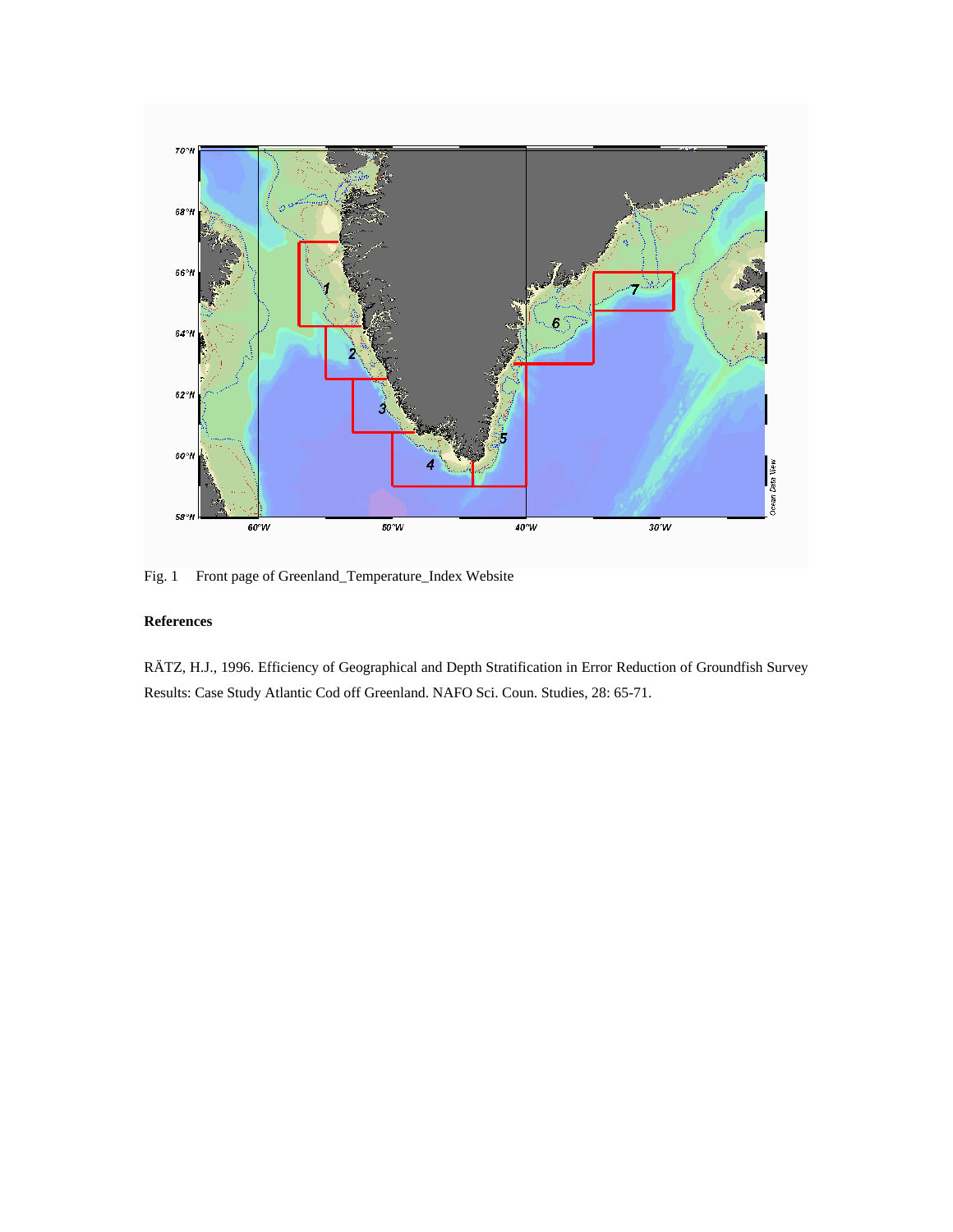70°N
68°N
66°N
64°N
62°N
60°N
58°N
60°W
50°W
40°W
30°W
1
2
3
4
5
6
7
Ocean Data View

Fig. 1 Front page of Greenland_Temperature_Index Website

**References**

RÄTZ, H.J., 1996. Efficiency of Geographical and Depth Stratification in Error Reduction of Groundfish Survey Results: Case Study Atlantic Cod off Greenland. NAFO Sci. Coun. Studies, 28: 65-71.